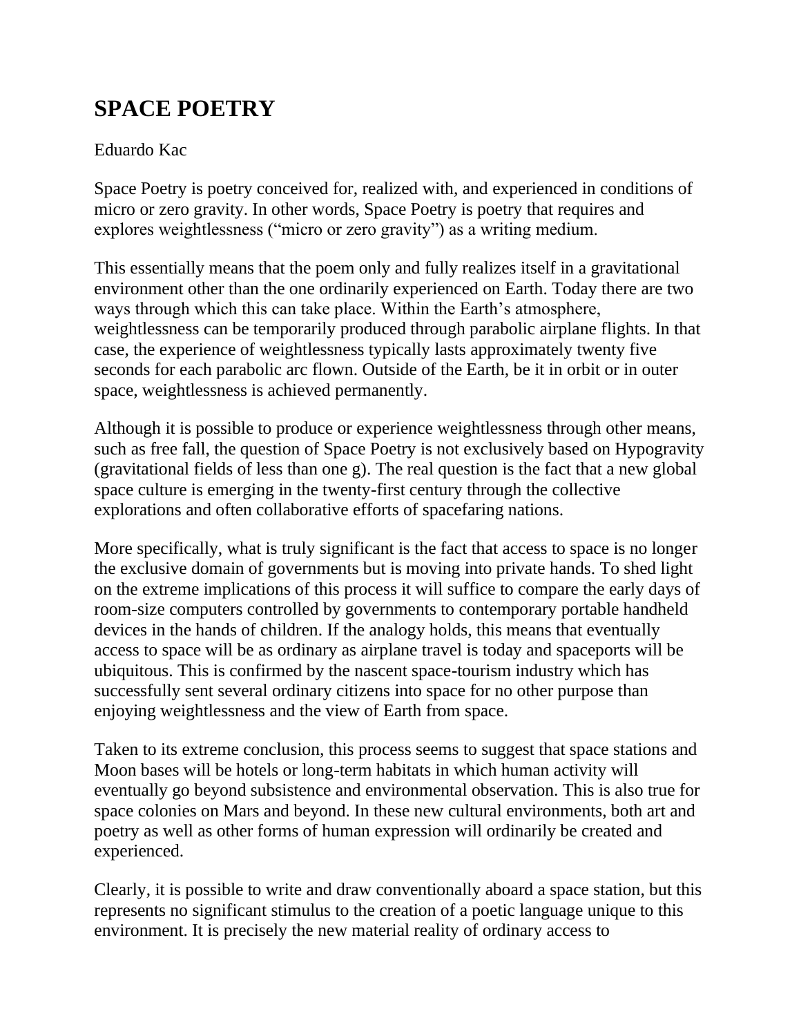# SPACE POETRY

Eduardo Kac

Space Poetry is poetry conceived for, realized with, and experienced in conditions of micro or zero gravity. In other words, Space Poetry is poetry that requires and explores weightlessness ("micro or zero gravity") as a writing medium.

This essentially means that the poem only and fully realizes itself in a gravitational environment other than the one ordinarily experienced on Earth. Today there are two ways through which this can take place. Within the Earth's atmosphere, weightlessness can be temporarily produced through parabolic airplane flights. In that case, the experience of weightlessness typically lasts approximately twenty five seconds for each parabolic arc flown. Outside of the Earth, be it in orbit or in outer space, weightlessness is achieved permanently.

Although it is possible to produce or experience weightlessness through other means, such as free fall, the question of Space Poetry is not exclusively based on Hypogravity (gravitational fields of less than one g). The real question is the fact that a new global space culture is emerging in the twenty-first century through the collective explorations and often collaborative efforts of spacefaring nations.

More specifically, what is truly significant is the fact that access to space is no longer the exclusive domain of governments but is moving into private hands. To shed light on the extreme implications of this process it will suffice to compare the early days of room-size computers controlled by governments to contemporary portable handheld devices in the hands of children. If the analogy holds, this means that eventually access to space will be as ordinary as airplane travel is today and spaceports will be ubiquitous. This is confirmed by the nascent space-tourism industry which has successfully sent several ordinary citizens into space for no other purpose than enjoying weightlessness and the view of Earth from space.

Taken to its extreme conclusion, this process seems to suggest that space stations and Moon bases will be hotels or long-term habitats in which human activity will eventually go beyond subsistence and environmental observation. This is also true for space colonies on Mars and beyond. In these new cultural environments, both art and poetry as well as other forms of human expression will ordinarily be created and experienced.

Clearly, it is possible to write and draw conventionally aboard a space station, but this represents no significant stimulus to the creation of a poetic language unique to this environment. It is precisely the new material reality of ordinary access to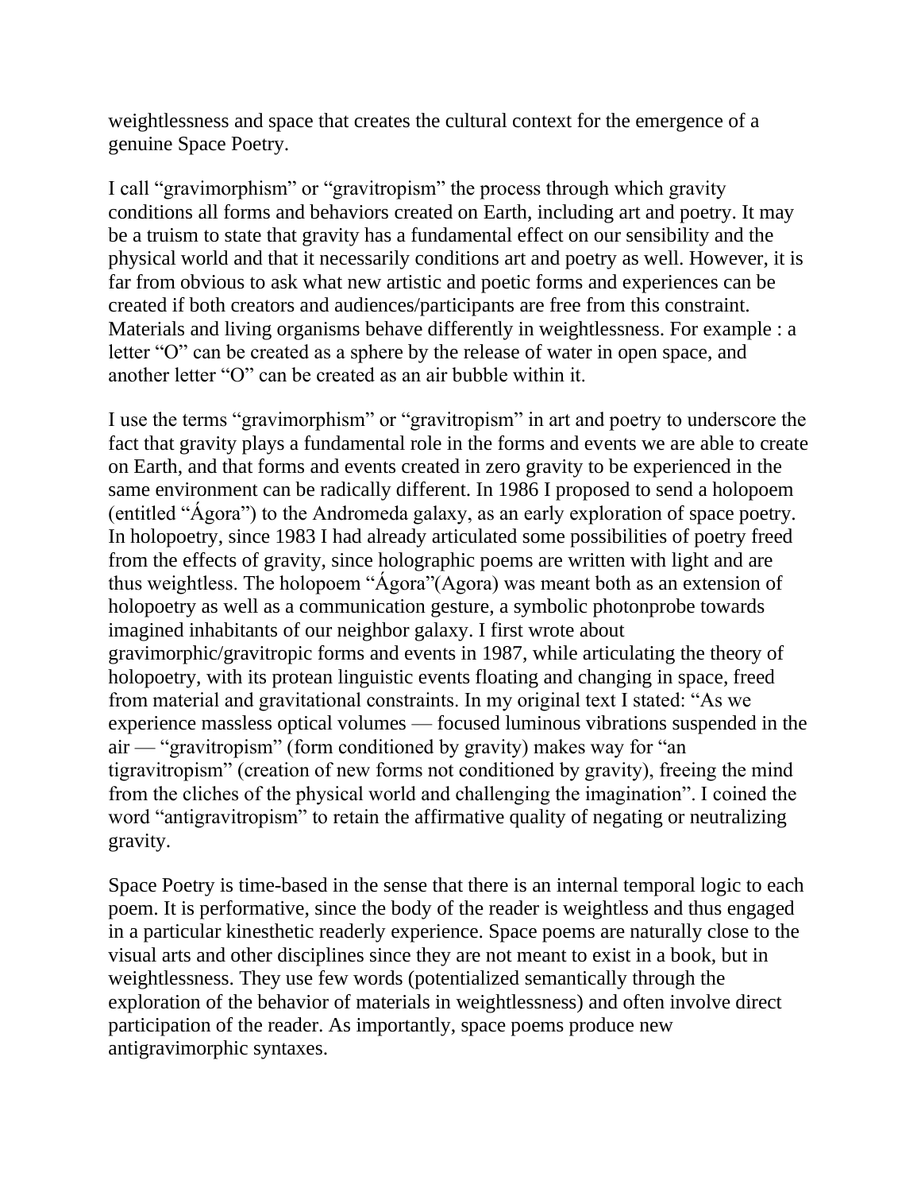weightlessness and space that creates the cultural context for the emergence of a genuine Space Poetry.

I call "gravimorphism" or "gravitropism" the process through which gravity conditions all forms and behaviors created on Earth, including art and poetry. It may be a truism to state that gravity has a fundamental effect on our sensibility and the physical world and that it necessarily conditions art and poetry as well. However, it is far from obvious to ask what new artistic and poetic forms and experiences can be created if both creators and audiences/participants are free from this constraint. Materials and living organisms behave differently in weightlessness. For example : a letter "O" can be created as a sphere by the release of water in open space, and another letter "O" can be created as an air bubble within it.

I use the terms "gravimorphism" or "gravitropism" in art and poetry to underscore the fact that gravity plays a fundamental role in the forms and events we are able to create on Earth, and that forms and events created in zero gravity to be experienced in the same environment can be radically different. In 1986 I proposed to send a holopoem (entitled "Ágora") to the Andromeda galaxy, as an early exploration of space poetry. In holopoetry, since 1983 I had already articulated some possibilities of poetry freed from the effects of gravity, since holographic poems are written with light and are thus weightless. The holopoem "Ágora"(Agora) was meant both as an extension of holopoetry as well as a communication gesture, a symbolic photonprobe towards imagined inhabitants of our neighbor galaxy. I first wrote about gravimorphic/gravitropic forms and events in 1987, while articulating the theory of holopoetry, with its protean linguistic events floating and changing in space, freed from material and gravitational constraints. In my original text I stated: "As we experience massless optical volumes — focused luminous vibrations suspended in the air — "gravitropism" (form conditioned by gravity) makes way for "an tigravitropism" (creation of new forms not conditioned by gravity), freeing the mind from the cliches of the physical world and challenging the imagination". I coined the word "antigravitropism" to retain the affirmative quality of negating or neutralizing gravity.

Space Poetry is time-based in the sense that there is an internal temporal logic to each poem. It is performative, since the body of the reader is weightless and thus engaged in a particular kinesthetic readerly experience. Space poems are naturally close to the visual arts and other disciplines since they are not meant to exist in a book, but in weightlessness. They use few words (potentialized semantically through the exploration of the behavior of materials in weightlessness) and often involve direct participation of the reader. As importantly, space poems produce new antigravimorphic syntaxes.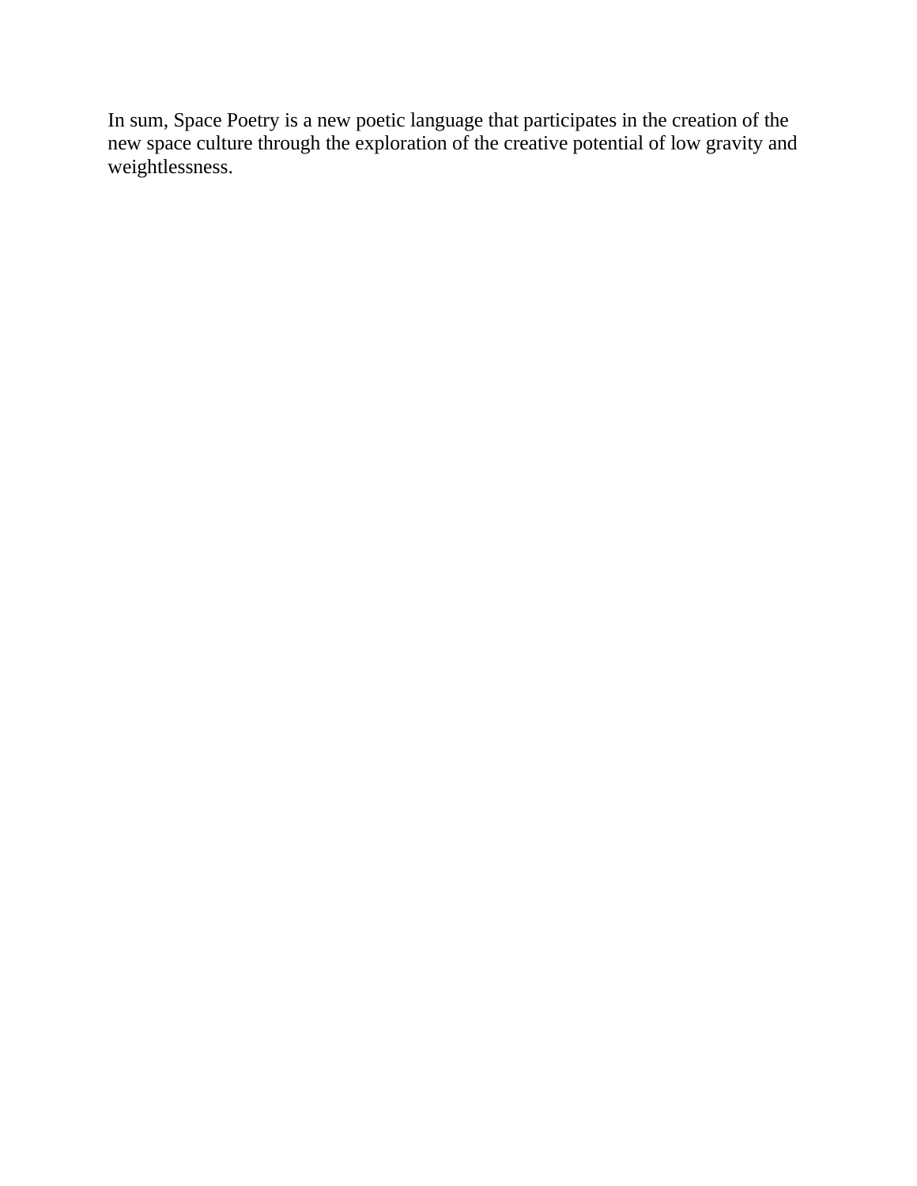In sum, Space Poetry is a new poetic language that participates in the creation of the new space culture through the exploration of the creative potential of low gravity and weightlessness.